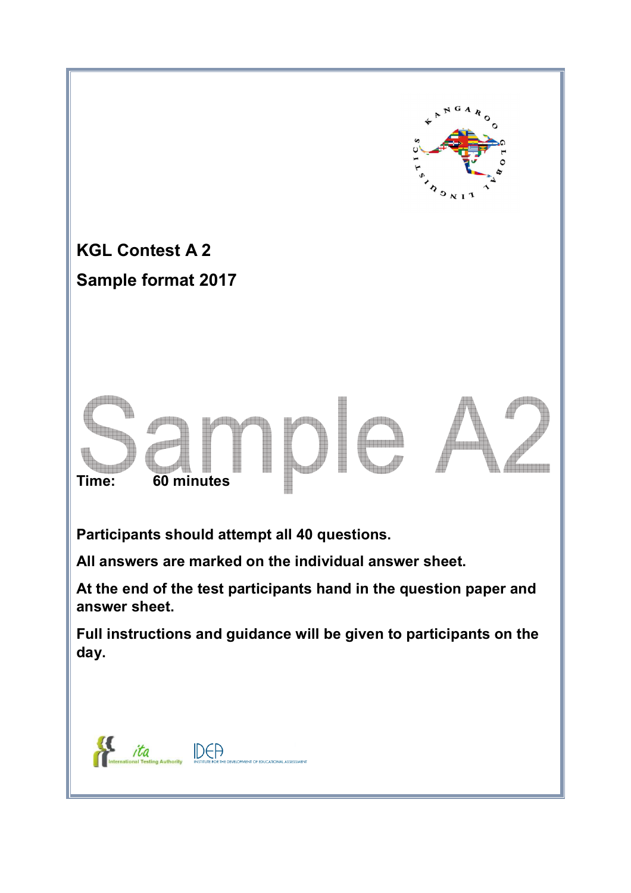# KGL Contest A 2

## Sample format 2017

Sample A2

**Time: 60 minutes**

**Participants should attempt all 40 questions.**

**All answers are marked on the individual answer sheet.**

**At the end of the test participants hand in the question paper and answer sheet.**

**Full instructions and guidance will be given to participants on the day.**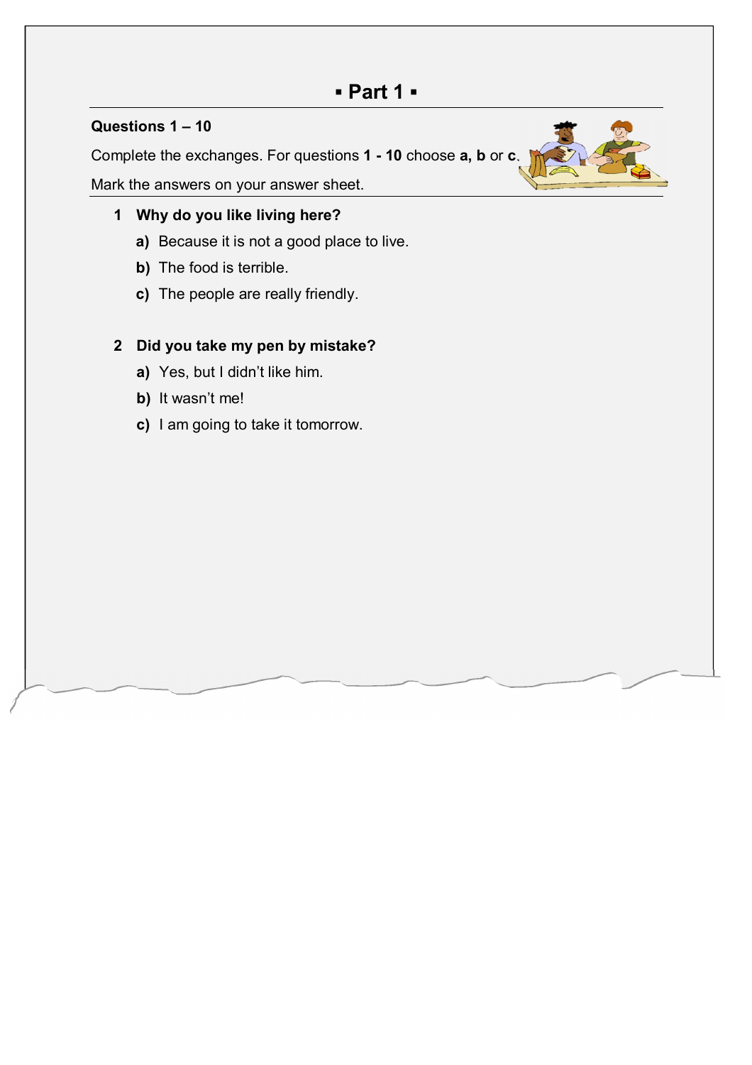## ▪ Part 1 ▪

**Questions 1 – 10**

Complete the exchanges. For questions **1 - 10** choose **a, b** or **c**.

Mark the answers on your answer sheet.

**1 Why do you like living here?**

- **a)** Because it is not a good place to live.
- **b)** The food is terrible.
- **c)** The people are really friendly.

**2 Did you take my pen by mistake?**

- **a)** Yes, but I didn’t like him.
- **b)** It wasn’t me!
- **c)** I am going to take it tomorrow.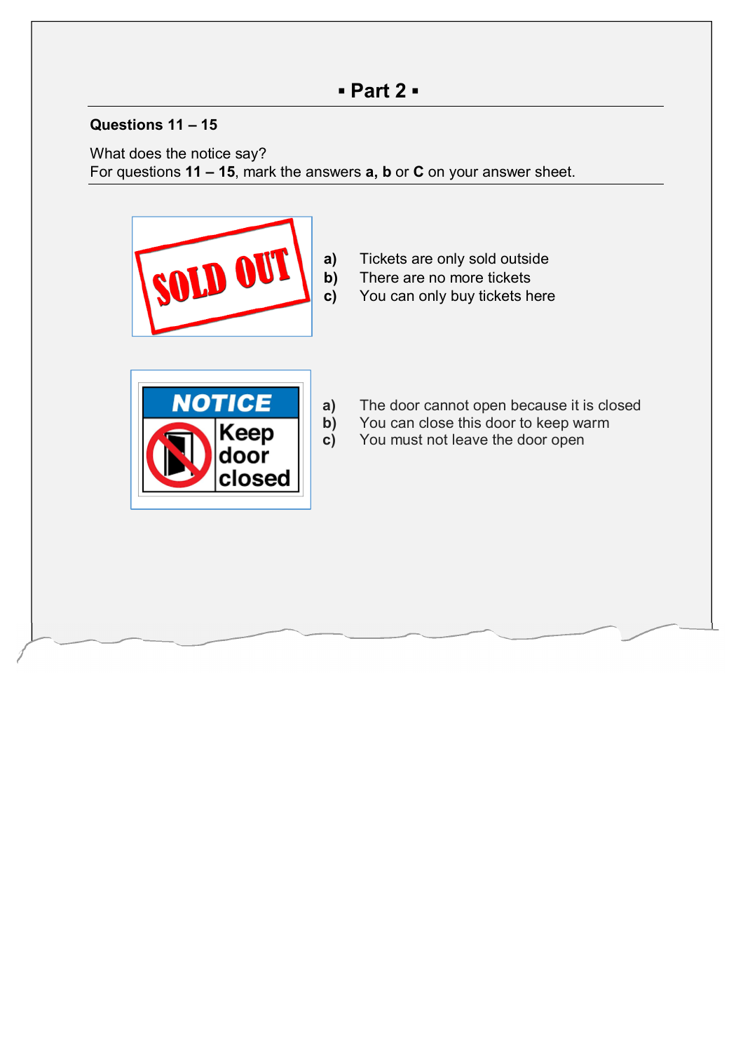## ▪ Part 2 ▪

**Questions 11 – 15**

What does the notice say?
For questions **11 – 15**, mark the answers **a, b** or **C** on your answer sheet.

SOLD OUT

**a)** Tickets are only sold outside
**b)** There are no more tickets
**c)** You can only buy tickets here

NOTICE
Keep door closed

**a)** The door cannot open because it is closed
**b)** You can close this door to keep warm
**c)** You must not leave the door open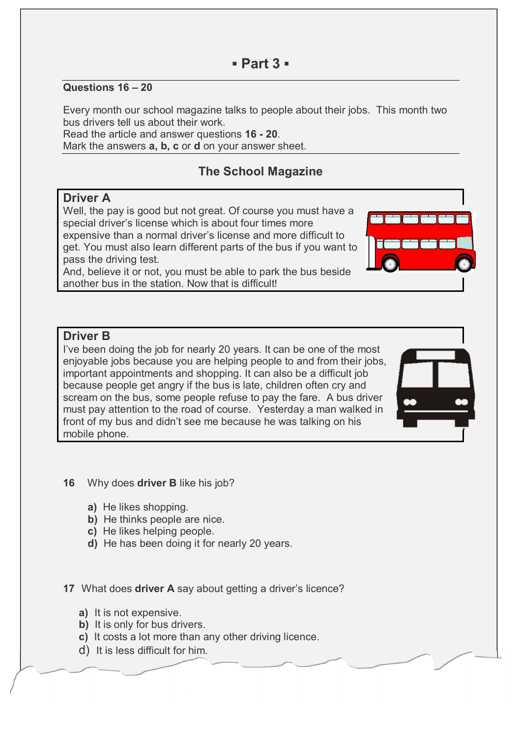# ▪ Part 3 ▪

**Questions 16 – 20**

Every month our school magazine talks to people about their jobs. This month two bus drivers tell us about their work.
Read the article and answer questions **16 - 20**.
Mark the answers **a, b, c** or **d** on your answer sheet.

## The School Magazine

### Driver A

Well, the pay is good but not great. Of course you must have a special driver's license which is about four times more expensive than a normal driver's license and more difficult to get. You must also learn different parts of the bus if you want to pass the driving test.
And, believe it or not, you must be able to park the bus beside another bus in the station. Now that is difficult!

### Driver B

I've been doing the job for nearly 20 years. It can be one of the most enjoyable jobs because you are helping people to and from their jobs, important appointments and shopping. It can also be a difficult job because people get angry if the bus is late, children often cry and scream on the bus, some people refuse to pay the fare. A bus driver must pay attention to the road of course. Yesterday a man walked in front of my bus and didn't see me because he was talking on his mobile phone.

**16** Why does **driver B** like his job?

- **a)** He likes shopping.
- **b)** He thinks people are nice.
- **c)** He likes helping people.
- **d)** He has been doing it for nearly 20 years.

**17** What does **driver A** say about getting a driver's licence?

- **a)** It is not expensive.
- **b)** It is only for bus drivers.
- **c)** It costs a lot more than any other driving licence.
- d) It is less difficult for him.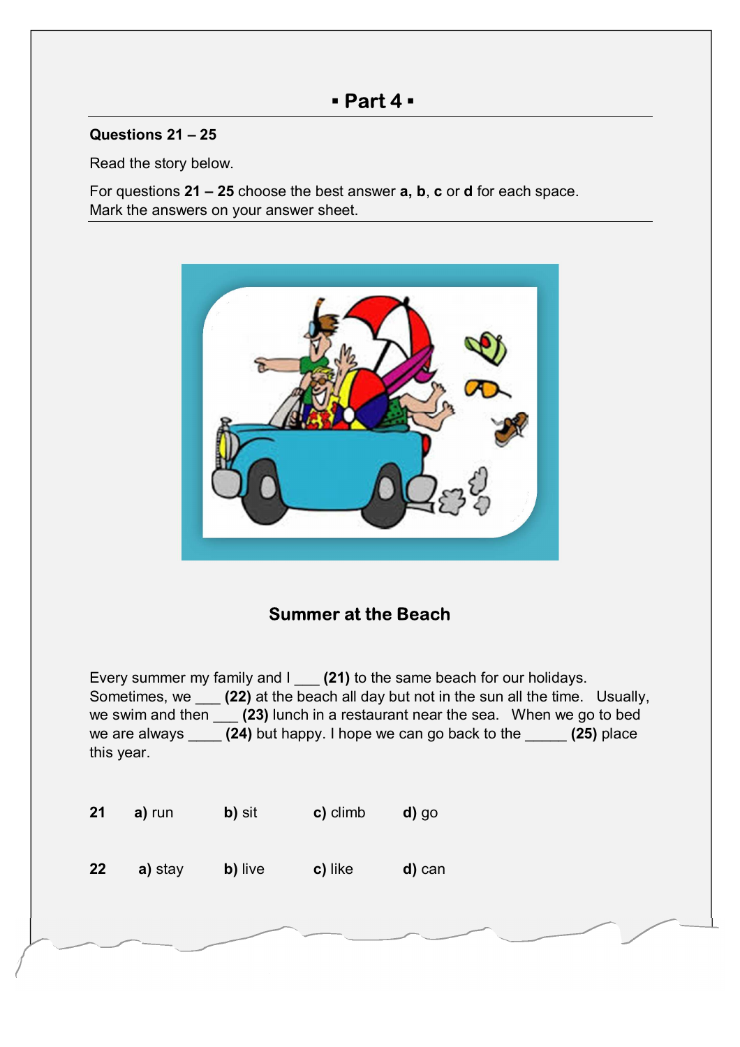## ▪ Part 4 ▪

**Questions 21 – 25**

Read the story below.

For questions **21 – 25** choose the best answer **a, b**, **c** or **d** for each space.
Mark the answers on your answer sheet.

### Summer at the Beach

Every summer my family and I ___ **(21)** to the same beach for our holidays. Sometimes, we ___ **(22)** at the beach all day but not in the sun all the time. Usually, we swim and then ___ **(23)** lunch in a restaurant near the sea. When we go to bed we are always ____ **(24)** but happy. I hope we can go back to the _____ **(25)** place this year.

**21** **a)** run **b)** sit **c)** climb **d)** go

**22** **a)** stay **b)** live **c)** like **d)** can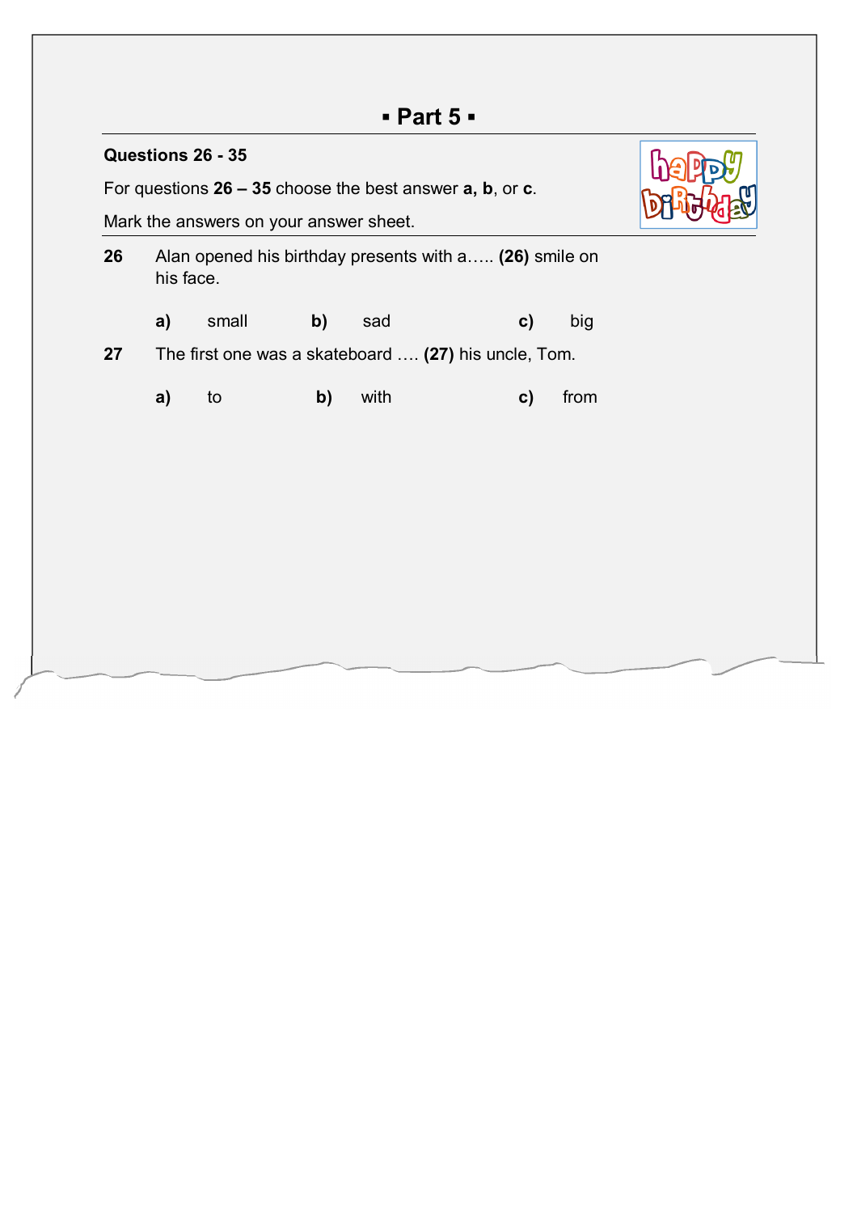## ▪ Part 5 ▪

**Questions 26 - 35**

For questions **26 – 35** choose the best answer **a, b**, or **c**.

Mark the answers on your answer sheet.

**26** Alan opened his birthday presents with a….. **(26)** smile on his face.

**a)** small **b)** sad **c)** big

**27** The first one was a skateboard …. **(27)** his uncle, Tom.

**a)** to **b)** with **c)** from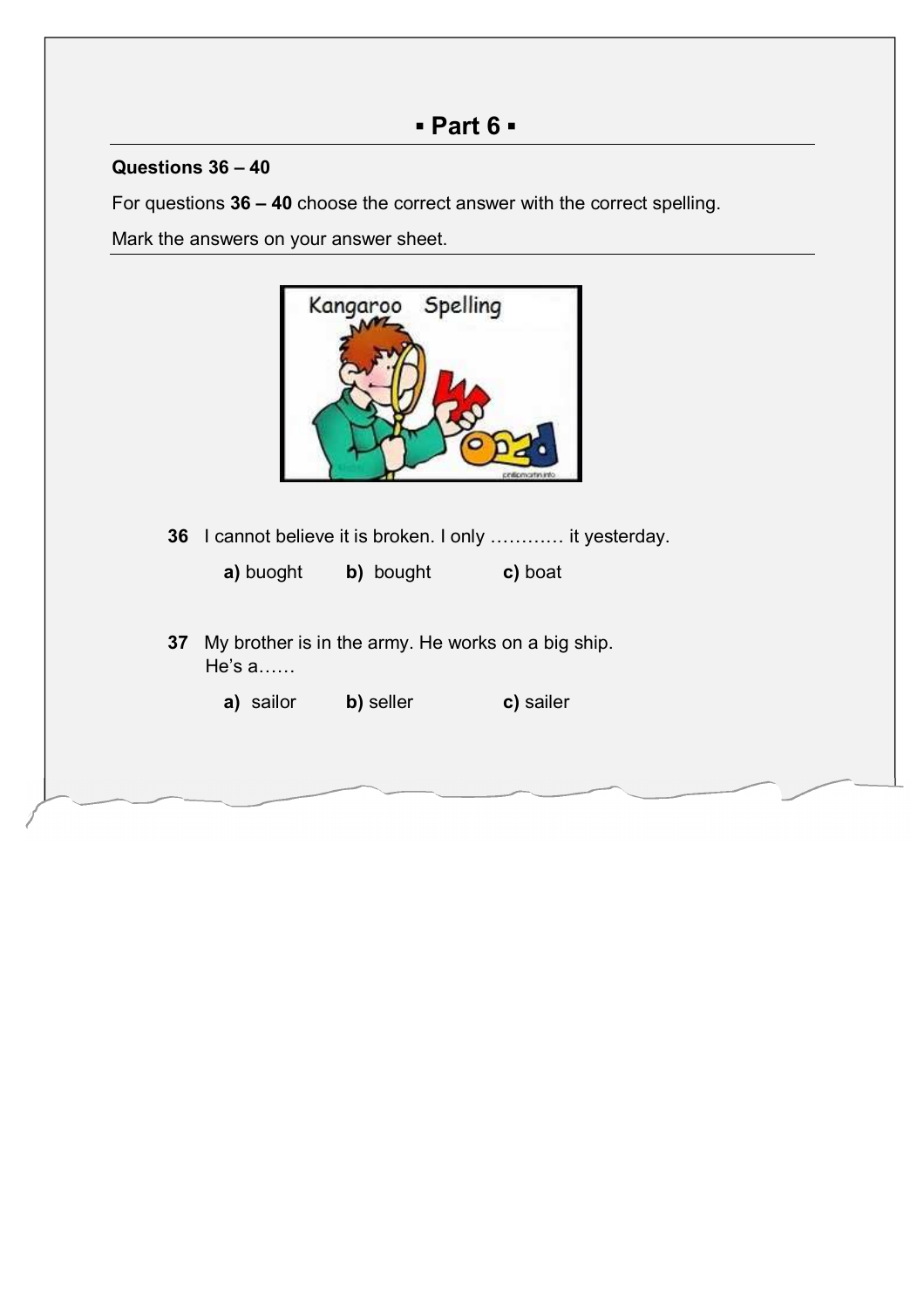## ▪ Part 6 ▪

**Questions 36 – 40**

For questions **36 – 40** choose the correct answer with the correct spelling.

Mark the answers on your answer sheet.

**36** I cannot believe it is broken. I only ………… it yesterday.

**a)** buought **b)** bought **c)** boat

**37** My brother is in the army. He works on a big ship.
He's a……

**a)** sailor **b)** seller **c)** sailer